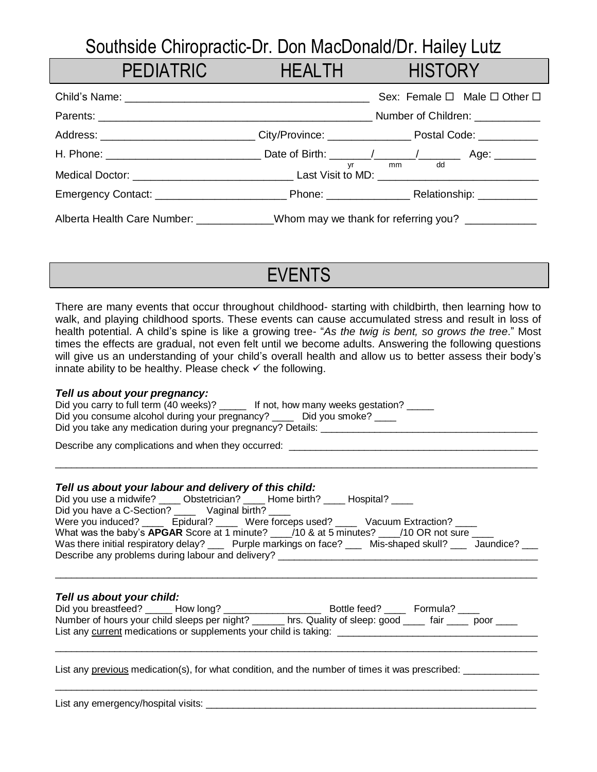# Southside Chiropractic-Dr. Don MacDonald/Dr. Hailey Lutz

## PEDIATRIC HEALTH HISTORY

Child's Name: ________________________________________ Sex: Female ☐ Male ☐ Other ☐

Parents: ____________________________________________ Number of Children: ___________

Address: __________________________ City/Province: ______________ Postal Code: __________

H. Phone: __________________________ Date of Birth: _______/_______/_______ Age: _______
(yr / mm / dd)

Medical Doctor: ___________________________ Last Visit to MD: ___________________________

Emergency Contact: ______________________ Phone: ______________ Relationship: __________

Alberta Health Care Number: _____________Whom may we thank for referring you? ____________

## EVENTS

There are many events that occur throughout childhood- starting with childbirth, then learning how to walk, and playing childhood sports. These events can cause accumulated stress and result in loss of health potential. A child's spine is like a growing tree- "*As the twig is bent, so grows the tree*." Most times the effects are gradual, not even felt until we become adults. Answering the following questions will give us an understanding of your child's overall health and allow us to better assess their body's innate ability to be healthy. Please check ✓ the following.

***Tell us about your pregnancy:***

Did you carry to full term (40 weeks)? _____ If not, how many weeks gestation? _____
Did you consume alcohol during your pregnancy? ____ Did you smoke? ____
Did you take any medication during your pregnancy? Details: _________________________________________

Describe any complications and when they occurred: _______________________________________________

_____________________________________________________________________________________________

***Tell us about your labour and delivery of this child:***

Did you use a midwife? ____ Obstetrician? ____ Home birth? ____ Hospital? ____
Did you have a C-Section? ____ Vaginal birth? ____
Were you induced? ____ Epidural? ____ Were forceps used? ____ Vacuum Extraction? ____
What was the baby's **APGAR** Score at 1 minute? ____/10 & at 5 minutes? ____/10 OR not sure ____
Was there initial respiratory delay? ___ Purple markings on face? ___ Mis-shaped skull? ___ Jaundice? ___
Describe any problems during labour and delivery? _________________________________________________

_____________________________________________________________________________________________

***Tell us about your child:***

Did you breastfeed? _____ How long? __________________ Bottle feed? ____ Formula? ____
Number of hours your child sleeps per night? ______ hrs. Quality of sleep: good ____ fair ____ poor ____
List any current medications or supplements your child is taking: _____________________________________

_____________________________________________________________________________________________

List any previous medication(s), for what condition, and the number of times it was prescribed: ______________

_____________________________________________________________________________________________

List any emergency/hospital visits: _________________________________________________________________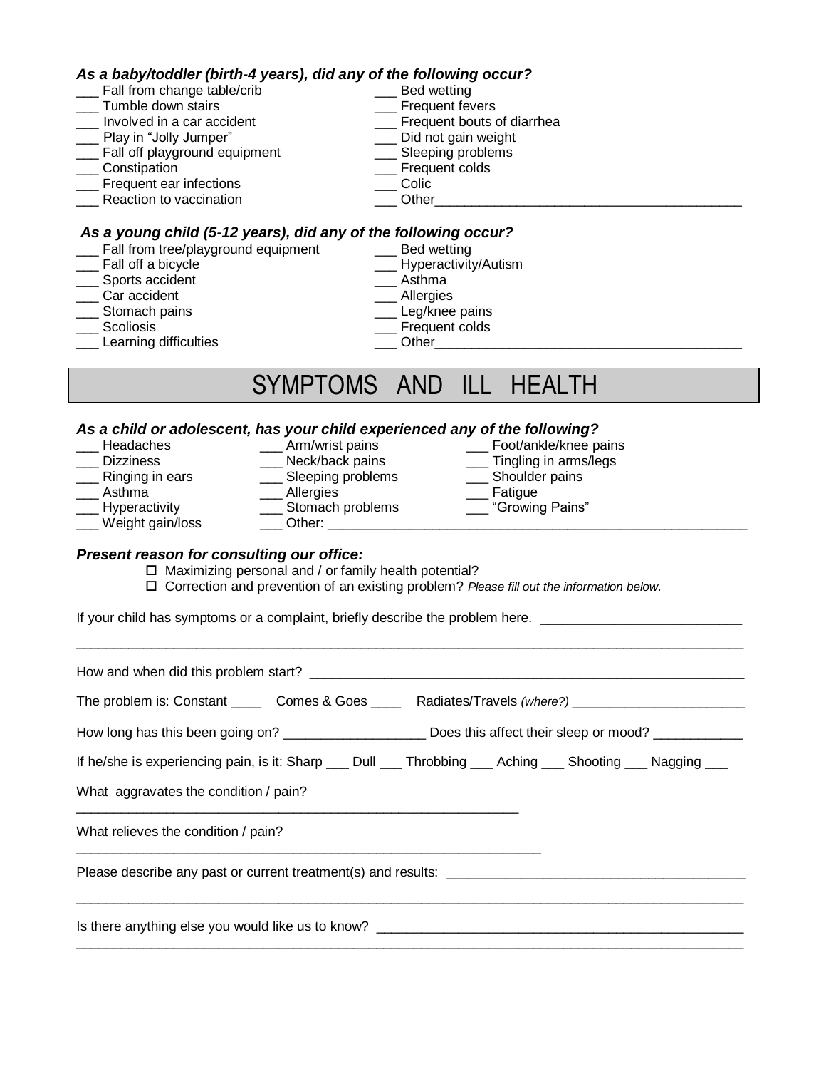***As a baby/toddler (birth-4 years), did any of the following occur?***

___ Fall from change table/crib
___ Tumble down stairs
___ Involved in a car accident
___ Play in "Jolly Jumper"
___ Fall off playground equipment
___ Constipation
___ Frequent ear infections
___ Reaction to vaccination
___ Bed wetting
___ Frequent fevers
___ Frequent bouts of diarrhea
___ Did not gain weight
___ Sleeping problems
___ Frequent colds
___ Colic
___ Other_________________________________________

***As a young child (5-12 years), did any of the following occur?***

___ Fall from tree/playground equipment
___ Fall off a bicycle
___ Sports accident
___ Car accident
___ Stomach pains
___ Scoliosis
___ Learning difficulties
___ Bed wetting
___ Hyperactivity/Autism
___ Asthma
___ Allergies
___ Leg/knee pains
___ Frequent colds
___ Other_________________________________________

# SYMPTOMS AND ILL HEALTH

***As a child or adolescent, has your child experienced any of the following?***

___ Headaches
___ Dizziness
___ Ringing in ears
___ Asthma
___ Hyperactivity
___ Weight gain/loss
___ Arm/wrist pains
___ Neck/back pains
___ Sleeping problems
___ Allergies
___ Stomach problems
___ Other: ___________________________________________________________
___ Foot/ankle/knee pains
___ Tingling in arms/legs
___ Shoulder pains
___ Fatigue
___ "Growing Pains"

***Present reason for consulting our office:***

- ☐ Maximizing personal and / or family health potential?
- ☐ Correction and prevention of an existing problem? *Please fill out the information below.*

If your child has symptoms or a complaint, briefly describe the problem here. ___________________________
_____________________________________________________________________________________________

How and when did this problem start? ______________________________________________________________

The problem is: Constant ____ Comes & Goes ____ Radiates/Travels *(where?)* _______________________

How long has this been going on? ___________________ Does this affect their sleep or mood? ____________

If he/she is experiencing pain, is it: Sharp ___ Dull ___ Throbbing ___ Aching ___ Shooting ___ Nagging ___

What aggravates the condition / pain?
_______________________________________________________________

What relieves the condition / pain?
__________________________________________________________________

Please describe any past or current treatment(s) and results: _________________________________________
_____________________________________________________________________________________________

Is there anything else you would like us to know? ____________________________________________________
_____________________________________________________________________________________________